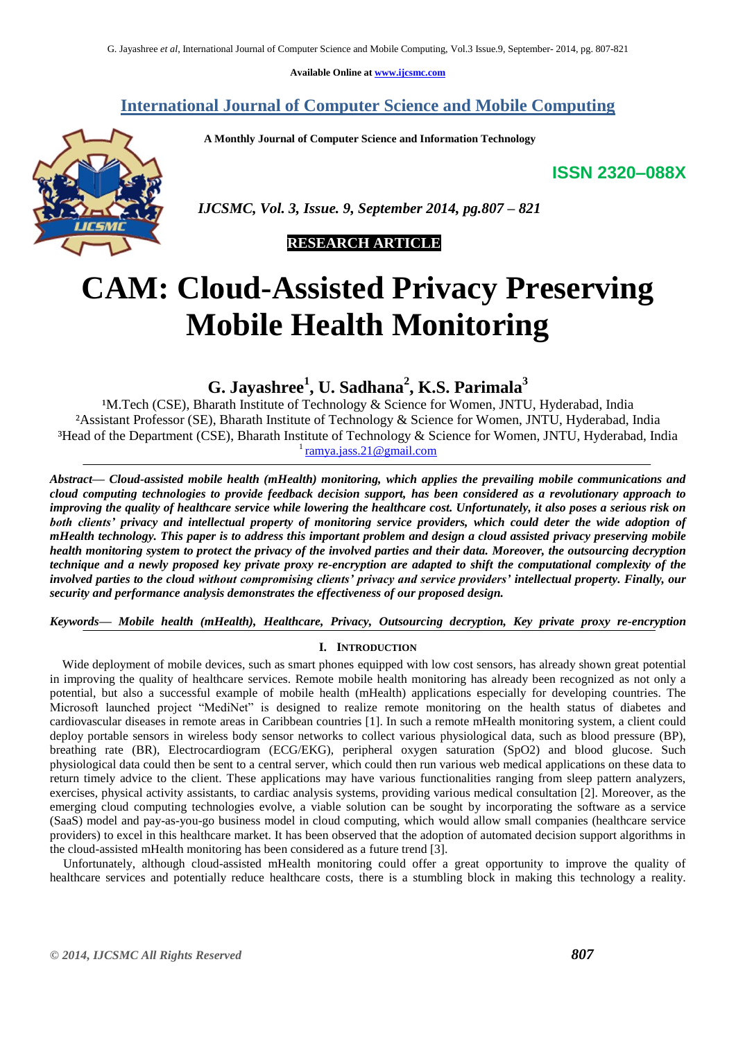Available Online at www.ijcsmc.com

# International Journal of Computer Science and Mobile Computing

A Monthly Journal of Computer Science and Information Technology

ISSN 2320–088X

*IJCSMC, Vol. 3, Issue. 9, September 2014, pg.807 – 821*

**RESEARCH ARTICLE**

# CAM: Cloud-Assisted Privacy Preserving Mobile Health Monitoring

**G. Jayashree[1], U. Sadhana[2], K.S. Parimala[3]**

[1]M.Tech (CSE), Bharath Institute of Technology & Science for Women, JNTU, Hyderabad, India
[2]Assistant Professor (SE), Bharath Institute of Technology & Science for Women, JNTU, Hyderabad, India
[3]Head of the Department (CSE), Bharath Institute of Technology & Science for Women, JNTU, Hyderabad, India
[1] ramya.jass.21@gmail.com

***Abstract*— *Cloud-assisted mobile health (mHealth) monitoring, which applies the prevailing mobile communications and cloud computing technologies to provide feedback decision support, has been considered as a revolutionary approach to improving the quality of healthcare service while lowering the healthcare cost. Unfortunately, it also poses a serious risk on both clients' privacy and intellectual property of monitoring service providers, which could deter the wide adoption of mHealth technology. This paper is to address this important problem and design a cloud assisted privacy preserving mobile health monitoring system to protect the privacy of the involved parties and their data. Moreover, the outsourcing decryption technique and a newly proposed key private proxy re-encryption are adapted to shift the computational complexity of the involved parties to the cloud without compromising clients' privacy and service providers' intellectual property. Finally, our security and performance analysis demonstrates the effectiveness of our proposed design.***

***Keywords*— *Mobile health (mHealth), Healthcare, Privacy, Outsourcing decryption, Key private proxy re-encryption***

## I. Introduction

Wide deployment of mobile devices, such as smart phones equipped with low cost sensors, has already shown great potential in improving the quality of healthcare services. Remote mobile health monitoring has already been recognized as not only a potential, but also a successful example of mobile health (mHealth) applications especially for developing countries. The Microsoft launched project "MediNet" is designed to realize remote monitoring on the health status of diabetes and cardiovascular diseases in remote areas in Caribbean countries [1]. In such a remote mHealth monitoring system, a client could deploy portable sensors in wireless body sensor networks to collect various physiological data, such as blood pressure (BP), breathing rate (BR), Electrocardiogram (ECG/EKG), peripheral oxygen saturation (SpO2) and blood glucose. Such physiological data could then be sent to a central server, which could then run various web medical applications on these data to return timely advice to the client. These applications may have various functionalities ranging from sleep pattern analyzers, exercises, physical activity assistants, to cardiac analysis systems, providing various medical consultation [2]. Moreover, as the emerging cloud computing technologies evolve, a viable solution can be sought by incorporating the software as a service (SaaS) model and pay-as-you-go business model in cloud computing, which would allow small companies (healthcare service providers) to excel in this healthcare market. It has been observed that the adoption of automated decision support algorithms in the cloud-assisted mHealth monitoring has been considered as a future trend [3].

Unfortunately, although cloud-assisted mHealth monitoring could offer a great opportunity to improve the quality of healthcare services and potentially reduce healthcare costs, there is a stumbling block in making this technology a reality.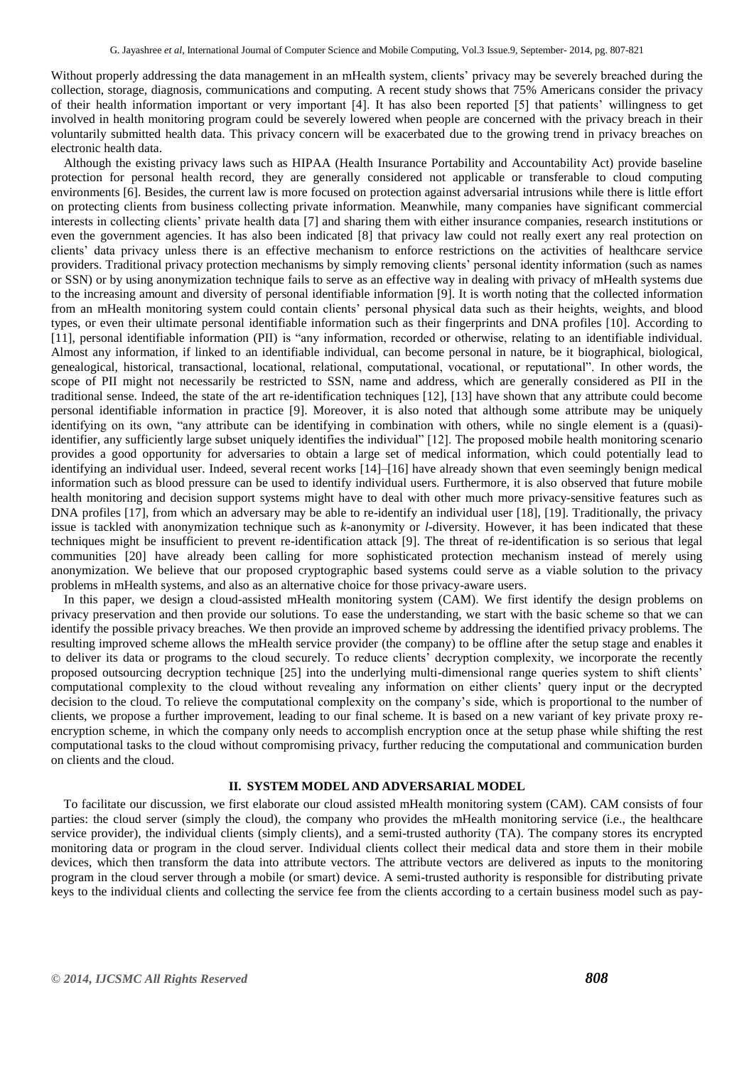Without properly addressing the data management in an mHealth system, clients' privacy may be severely breached during the collection, storage, diagnosis, communications and computing. A recent study shows that 75% Americans consider the privacy of their health information important or very important [4]. It has also been reported [5] that patients' willingness to get involved in health monitoring program could be severely lowered when people are concerned with the privacy breach in their voluntarily submitted health data. This privacy concern will be exacerbated due to the growing trend in privacy breaches on electronic health data.

Although the existing privacy laws such as HIPAA (Health Insurance Portability and Accountability Act) provide baseline protection for personal health record, they are generally considered not applicable or transferable to cloud computing environments [6]. Besides, the current law is more focused on protection against adversarial intrusions while there is little effort on protecting clients from business collecting private information. Meanwhile, many companies have significant commercial interests in collecting clients' private health data [7] and sharing them with either insurance companies, research institutions or even the government agencies. It has also been indicated [8] that privacy law could not really exert any real protection on clients' data privacy unless there is an effective mechanism to enforce restrictions on the activities of healthcare service providers. Traditional privacy protection mechanisms by simply removing clients' personal identity information (such as names or SSN) or by using anonymization technique fails to serve as an effective way in dealing with privacy of mHealth systems due to the increasing amount and diversity of personal identifiable information [9]. It is worth noting that the collected information from an mHealth monitoring system could contain clients' personal physical data such as their heights, weights, and blood types, or even their ultimate personal identifiable information such as their fingerprints and DNA profiles [10]. According to [11], personal identifiable information (PII) is "any information, recorded or otherwise, relating to an identifiable individual. Almost any information, if linked to an identifiable individual, can become personal in nature, be it biographical, biological, genealogical, historical, transactional, locational, relational, computational, vocational, or reputational". In other words, the scope of PII might not necessarily be restricted to SSN, name and address, which are generally considered as PII in the traditional sense. Indeed, the state of the art re-identification techniques [12], [13] have shown that any attribute could become personal identifiable information in practice [9]. Moreover, it is also noted that although some attribute may be uniquely identifying on its own, "any attribute can be identifying in combination with others, while no single element is a (quasi)-identifier, any sufficiently large subset uniquely identifies the individual" [12]. The proposed mobile health monitoring scenario provides a good opportunity for adversaries to obtain a large set of medical information, which could potentially lead to identifying an individual user. Indeed, several recent works [14]–[16] have already shown that even seemingly benign medical information such as blood pressure can be used to identify individual users. Furthermore, it is also observed that future mobile health monitoring and decision support systems might have to deal with other much more privacy-sensitive features such as DNA profiles [17], from which an adversary may be able to re-identify an individual user [18], [19]. Traditionally, the privacy issue is tackled with anonymization technique such as *k*-anonymity or *l*-diversity. However, it has been indicated that these techniques might be insufficient to prevent re-identification attack [9]. The threat of re-identification is so serious that legal communities [20] have already been calling for more sophisticated protection mechanism instead of merely using anonymization. We believe that our proposed cryptographic based systems could serve as a viable solution to the privacy problems in mHealth systems, and also as an alternative choice for those privacy-aware users.

In this paper, we design a cloud-assisted mHealth monitoring system (CAM). We first identify the design problems on privacy preservation and then provide our solutions. To ease the understanding, we start with the basic scheme so that we can identify the possible privacy breaches. We then provide an improved scheme by addressing the identified privacy problems. The resulting improved scheme allows the mHealth service provider (the company) to be offline after the setup stage and enables it to deliver its data or programs to the cloud securely. To reduce clients' decryption complexity, we incorporate the recently proposed outsourcing decryption technique [25] into the underlying multi-dimensional range queries system to shift clients' computational complexity to the cloud without revealing any information on either clients' query input or the decrypted decision to the cloud. To relieve the computational complexity on the company's side, which is proportional to the number of clients, we propose a further improvement, leading to our final scheme. It is based on a new variant of key private proxy re-encryption scheme, in which the company only needs to accomplish encryption once at the setup phase while shifting the rest computational tasks to the cloud without compromising privacy, further reducing the computational and communication burden on clients and the cloud.

## II. SYSTEM MODEL AND ADVERSARIAL MODEL

To facilitate our discussion, we first elaborate our cloud assisted mHealth monitoring system (CAM). CAM consists of four parties: the cloud server (simply the cloud), the company who provides the mHealth monitoring service (i.e., the healthcare service provider), the individual clients (simply clients), and a semi-trusted authority (TA). The company stores its encrypted monitoring data or program in the cloud server. Individual clients collect their medical data and store them in their mobile devices, which then transform the data into attribute vectors. The attribute vectors are delivered as inputs to the monitoring program in the cloud server through a mobile (or smart) device. A semi-trusted authority is responsible for distributing private keys to the individual clients and collecting the service fee from the clients according to a certain business model such as pay-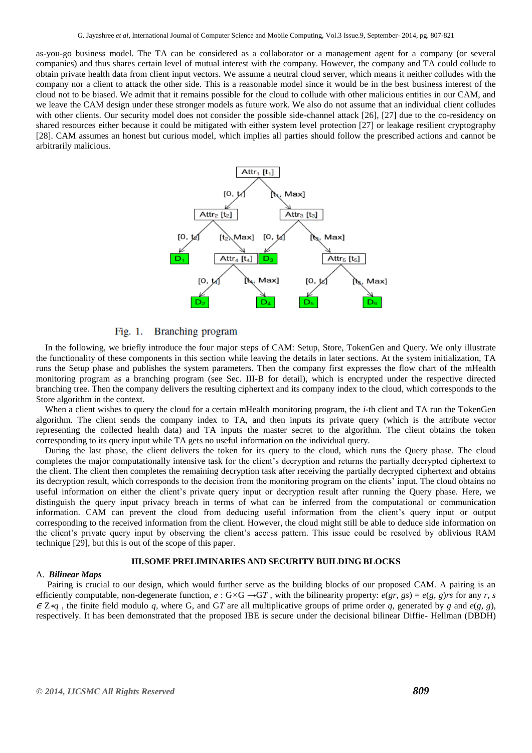as-you-go business model. The TA can be considered as a collaborator or a management agent for a company (or several companies) and thus shares certain level of mutual interest with the company. However, the company and TA could collude to obtain private health data from client input vectors. We assume a neutral cloud server, which means it neither colludes with the company nor a client to attack the other side. This is a reasonable model since it would be in the best business interest of the cloud not to be biased. We admit that it remains possible for the cloud to collude with other malicious entities in our CAM, and we leave the CAM design under these stronger models as future work. We also do not assume that an individual client colludes with other clients. Our security model does not consider the possible side-channel attack [26], [27] due to the co-residency on shared resources either because it could be mitigated with either system level protection [27] or leakage resilient cryptography [28]. CAM assumes an honest but curious model, which implies all parties should follow the prescribed actions and cannot be arbitrarily malicious.

Fig. 1. Branching program

In the following, we briefly introduce the four major steps of CAM: Setup, Store, TokenGen and Query. We only illustrate the functionality of these components in this section while leaving the details in later sections. At the system initialization, TA runs the Setup phase and publishes the system parameters. Then the company first expresses the flow chart of the mHealth monitoring program as a branching program (see Sec. III-B for detail), which is encrypted under the respective directed branching tree. Then the company delivers the resulting ciphertext and its company index to the cloud, which corresponds to the Store algorithm in the context.

When a client wishes to query the cloud for a certain mHealth monitoring program, the *i*-th client and TA run the TokenGen algorithm. The client sends the company index to TA, and then inputs its private query (which is the attribute vector representing the collected health data) and TA inputs the master secret to the algorithm. The client obtains the token corresponding to its query input while TA gets no useful information on the individual query.

During the last phase, the client delivers the token for its query to the cloud, which runs the Query phase. The cloud completes the major computationally intensive task for the client's decryption and returns the partially decrypted ciphertext to the client. The client then completes the remaining decryption task after receiving the partially decrypted ciphertext and obtains its decryption result, which corresponds to the decision from the monitoring program on the clients' input. The cloud obtains no useful information on either the client's private query input or decryption result after running the Query phase. Here, we distinguish the query input privacy breach in terms of what can be inferred from the computational or communication information. CAM can prevent the cloud from deducing useful information from the client's query input or output corresponding to the received information from the client. However, the cloud might still be able to deduce side information on the client's private query input by observing the client's access pattern. This issue could be resolved by oblivious RAM technique [29], but this is out of the scope of this paper.

## III. SOME PRELIMINARIES AND SECURITY BUILDING BLOCKS

### A. *Bilinear Maps*

Pairing is crucial to our design, which would further serve as the building blocks of our proposed CAM. A pairing is an efficiently computable, non-degenerate function, $e : G \times G \rightarrow G_T$, with the bilinearity property: $e(g^r, g^s) = e(g, g)^{rs}$ for any $r, s \in Z^*_q$, the finite field modulo $q$, where G, and $G_T$ are all multiplicative groups of prime order $q$, generated by $g$ and $e(g, g)$, respectively. It has been demonstrated that the proposed IBE is secure under the decisional bilinear Diffie- Hellman (DBDH)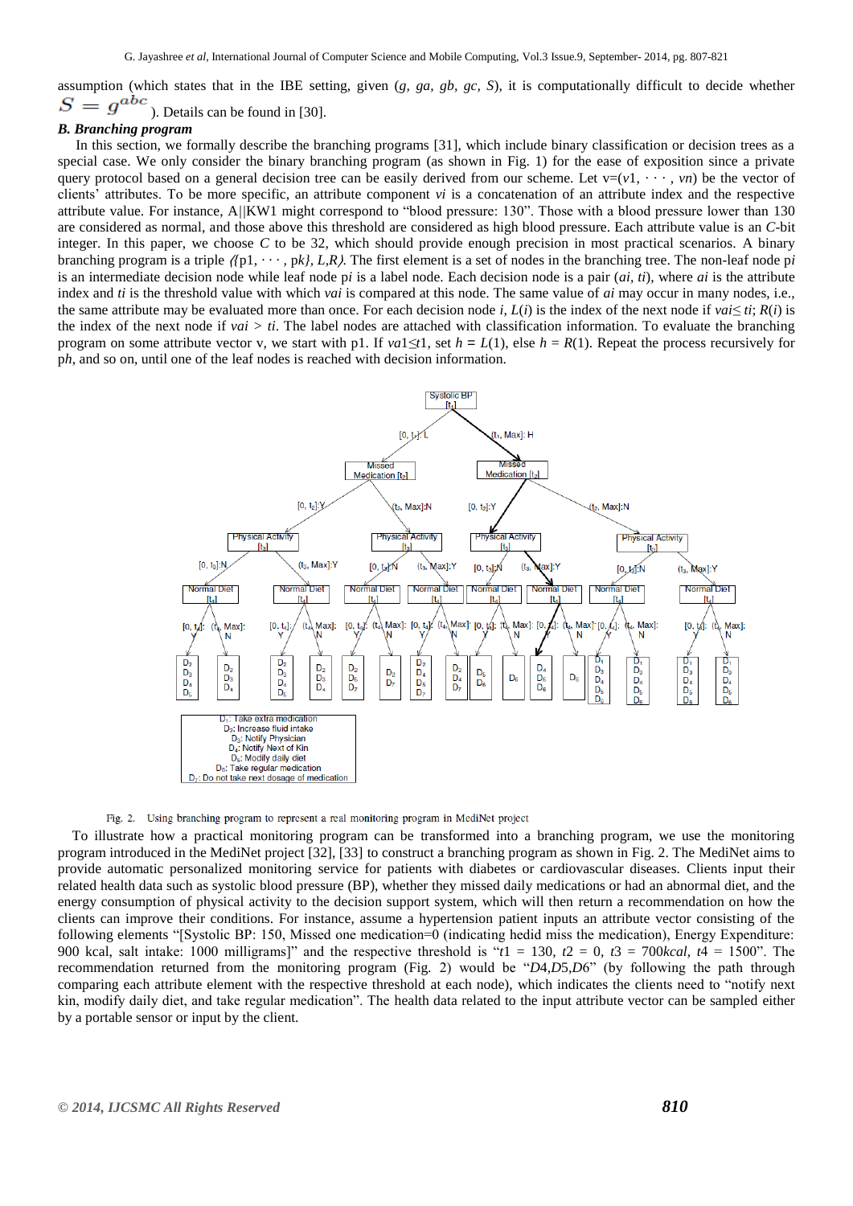assumption (which states that in the IBE setting, given ($g$, $ga$, $gb$, $gc$, $S$), it is computationally difficult to decide whether $S = g^{abc}$). Details can be found in [30].

### B. Branching program

In this section, we formally describe the branching programs [31], which include binary classification or decision trees as a special case. We only consider the binary branching program (as shown in Fig. 1) for the ease of exposition since a private query protocol based on a general decision tree can be easily derived from our scheme. Let v=($v1$, · · · , $vn$) be the vector of clients' attributes. To be more specific, an attribute component $vi$ is a concatenation of an attribute index and the respective attribute value. For instance, A||KW1 might correspond to "blood pressure: 130". Those with a blood pressure lower than 130 are considered as normal, and those above this threshold are considered as high blood pressure. Each attribute value is an $C$-bit integer. In this paper, we choose $C$ to be 32, which should provide enough precision in most practical scenarios. A binary branching program is a triple ⟨{p1, · · · , p$k$}, $L$,$R$⟩. The first element is a set of nodes in the branching tree. The non-leaf node p$i$ is an intermediate decision node while leaf node p$i$ is a label node. Each decision node is a pair ($ai$, $ti$), where $ai$ is the attribute index and $ti$ is the threshold value with which $vai$ is compared at this node. The same value of $ai$ may occur in many nodes, i.e., the same attribute may be evaluated more than once. For each decision node $i$, $L$($i$) is the index of the next node if $vai$≤ $ti$; $R$($i$) is the index of the next node if $vai$ > $ti$. The label nodes are attached with classification information. To evaluate the branching program on some attribute vector v, we start with p1. If $va$1≤$t$1, set $h$ = $L$(1), else $h$ = $R$(1). Repeat the process recursively for p$h$, and so on, until one of the leaf nodes is reached with decision information.

Fig. 2. Using branching program to represent a real monitoring program in MediNet project

To illustrate how a practical monitoring program can be transformed into a branching program, we use the monitoring program introduced in the MediNet project [32], [33] to construct a branching program as shown in Fig. 2. The MediNet aims to provide automatic personalized monitoring service for patients with diabetes or cardiovascular diseases. Clients input their related health data such as systolic blood pressure (BP), whether they missed daily medications or had an abnormal diet, and the energy consumption of physical activity to the decision support system, which will then return a recommendation on how the clients can improve their conditions. For instance, assume a hypertension patient inputs an attribute vector consisting of the following elements "[Systolic BP: 150, Missed one medication=0 (indicating hedid miss the medication), Energy Expenditure: 900 kcal, salt intake: 1000 milligrams]" and the respective threshold is "$t1$ = 130, $t2$ = 0, $t3$ = 700$kcal$, $t4$ = 1500". The recommendation returned from the monitoring program (Fig. 2) would be "$D4$,$D5$,$D6$" (by following the path through comparing each attribute element with the respective threshold at each node), which indicates the clients need to "notify next kin, modify daily diet, and take regular medication". The health data related to the input attribute vector can be sampled either by a portable sensor or input by the client.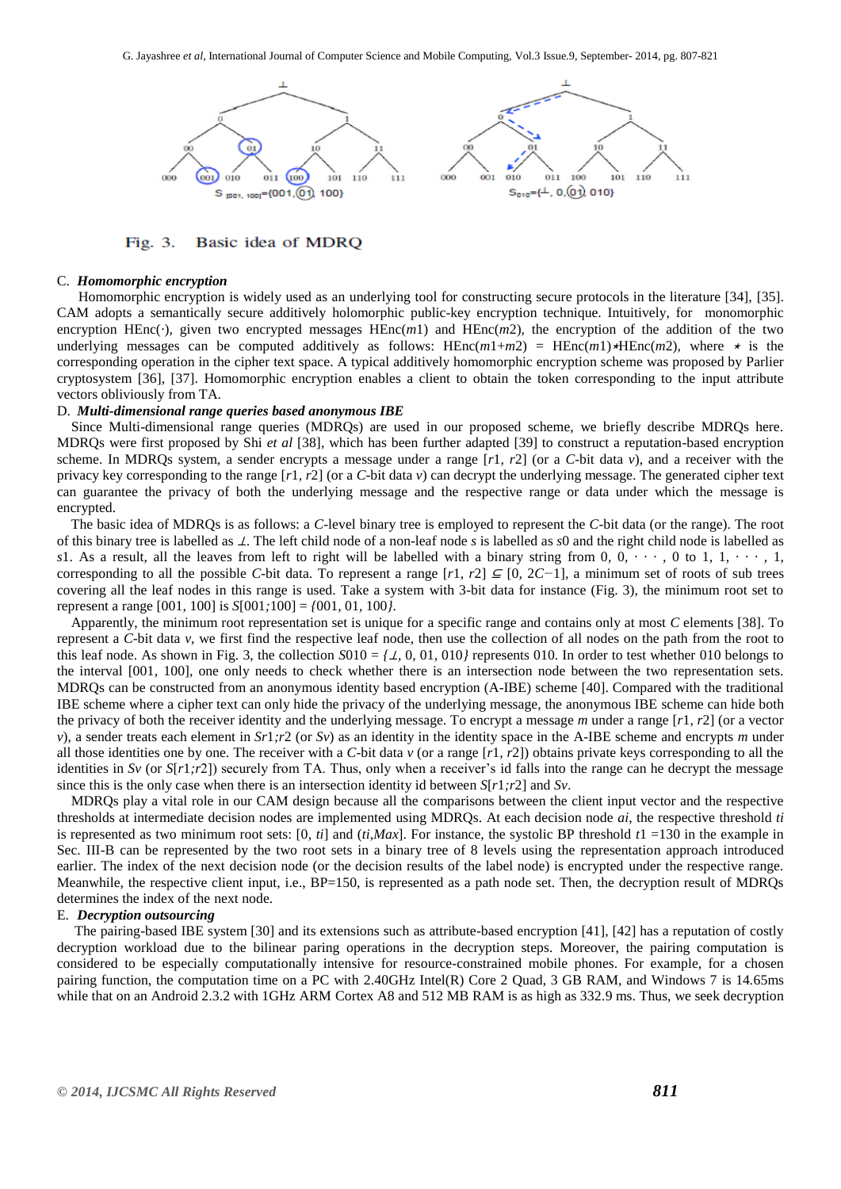Fig. 3. Basic idea of MDRQ

### C. *Homomorphic encryption*

Homomorphic encryption is widely used as an underlying tool for constructing secure protocols in the literature [34], [35]. CAM adopts a semantically secure additively holomorphic public-key encryption technique. Intuitively, for monomorphic encryption HEnc(·), given two encrypted messages HEnc($m1$) and HEnc($m2$), the encryption of the addition of the two underlying messages can be computed additively as follows: HEnc($m1+m2$) = HEnc($m1$)⋆HEnc($m2$), where ⋆ is the corresponding operation in the cipher text space. A typical additively homomorphic encryption scheme was proposed by Parlier cryptosystem [36], [37]. Homomorphic encryption enables a client to obtain the token corresponding to the input attribute vectors obliviously from TA.

### D. *Multi-dimensional range queries based anonymous IBE*

Since Multi-dimensional range queries (MDRQs) are used in our proposed scheme, we briefly describe MDRQs here. MDRQs were first proposed by Shi *et al* [38], which has been further adapted [39] to construct a reputation-based encryption scheme. In MDRQs system, a sender encrypts a message under a range [$r1$, $r2$] (or a $C$-bit data $v$), and a receiver with the privacy key corresponding to the range [$r1$, $r2$] (or a $C$-bit data $v$) can decrypt the underlying message. The generated cipher text can guarantee the privacy of both the underlying message and the respective range or data under which the message is encrypted.

The basic idea of MDRQs is as follows: a $C$-level binary tree is employed to represent the $C$-bit data (or the range). The root of this binary tree is labelled as $\perp$. The left child node of a non-leaf node $s$ is labelled as $s0$ and the right child node is labelled as $s1$. As a result, all the leaves from left to right will be labelled with a binary string from 0, 0, · · · , 0 to 1, 1, · · · , 1, corresponding to all the possible $C$-bit data. To represent a range [$r1$, $r2$] ⊆ [0, 2$C$−1], a minimum set of roots of sub trees covering all the leaf nodes in this range is used. Take a system with 3-bit data for instance (Fig. 3), the minimum root set to represent a range [001, 100] is $S$[001;100] = {001, 01, 100}.

Apparently, the minimum root representation set is unique for a specific range and contains only at most $C$ elements [38]. To represent a $C$-bit data $v$, we first find the respective leaf node, then use the collection of all nodes on the path from the root to this leaf node. As shown in Fig. 3, the collection $S$010 = {$\perp$, 0, 01, 010} represents 010. In order to test whether 010 belongs to the interval [001, 100], one only needs to check whether there is an intersection node between the two representation sets. MDRQs can be constructed from an anonymous identity based encryption (A-IBE) scheme [40]. Compared with the traditional IBE scheme where a cipher text can only hide the privacy of the underlying message, the anonymous IBE scheme can hide both the privacy of both the receiver identity and the underlying message. To encrypt a message $m$ under a range [$r1$, $r2$] (or a vector $v$), a sender treats each element in $Sr1;r2$ (or $Sv$) as an identity in the identity space in the A-IBE scheme and encrypts $m$ under all those identities one by one. The receiver with a $C$-bit data $v$ (or a range [$r1$, $r2$]) obtains private keys corresponding to all the identities in $Sv$ (or $S$[$r1;r2$]) securely from TA. Thus, only when a receiver's id falls into the range can he decrypt the message since this is the only case when there is an intersection identity id between $S$[$r1;r2$] and $Sv$.

MDRQs play a vital role in our CAM design because all the comparisons between the client input vector and the respective thresholds at intermediate decision nodes are implemented using MDRQs. At each decision node $ai$, the respective threshold $ti$ is represented as two minimum root sets: [0, $ti$] and ($ti$,$Max$]. For instance, the systolic BP threshold $t1$ =130 in the example in Sec. III-B can be represented by the two root sets in a binary tree of 8 levels using the representation approach introduced earlier. The index of the next decision node (or the decision results of the label node) is encrypted under the respective range. Meanwhile, the respective client input, i.e., BP=150, is represented as a path node set. Then, the decryption result of MDRQs determines the index of the next node.

### E. *Decryption outsourcing*

The pairing-based IBE system [30] and its extensions such as attribute-based encryption [41], [42] has a reputation of costly decryption workload due to the bilinear paring operations in the decryption steps. Moreover, the pairing computation is considered to be especially computationally intensive for resource-constrained mobile phones. For example, for a chosen pairing function, the computation time on a PC with 2.40GHz Intel(R) Core 2 Quad, 3 GB RAM, and Windows 7 is 14.65ms while that on an Android 2.3.2 with 1GHz ARM Cortex A8 and 512 MB RAM is as high as 332.9 ms. Thus, we seek decryption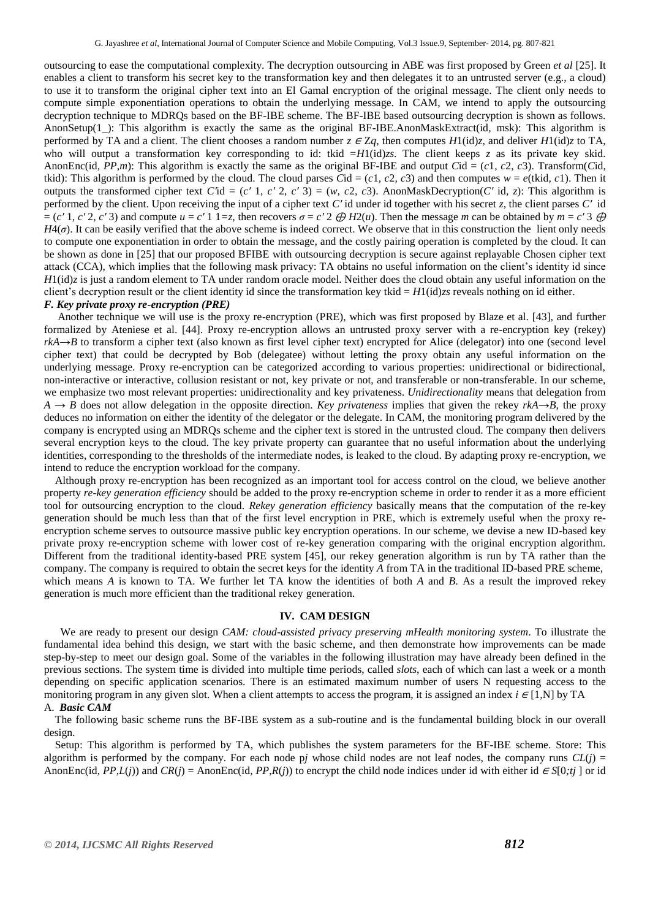outsourcing to ease the computational complexity. The decryption outsourcing in ABE was first proposed by Green *et al* [25]. It enables a client to transform his secret key to the transformation key and then delegates it to an untrusted server (e.g., a cloud) to use it to transform the original cipher text into an El Gamal encryption of the original message. The client only needs to compute simple exponentiation operations to obtain the underlying message. In CAM, we intend to apply the outsourcing decryption technique to MDRQs based on the BF-IBE scheme. The BF-IBE based outsourcing decryption is shown as follows. AnonSetup(1_): This algorithm is exactly the same as the original BF-IBE.AnonMaskExtract(id, msk): This algorithm is performed by TA and a client. The client chooses a random number $z \in Z_q$, then computes $H_1(\text{id})z$, and deliver $H_1(\text{id})z$ to TA, who will output a transformation key corresponding to id: tkid $=H_1(\text{id})zs$. The client keeps $z$ as its private key skid. AnonEnc(id, $PP$,$m$): This algorithm is exactly the same as the original BF-IBE and output $C$id = ($c_1$, $c_2$, $c_3$). Transform($C$id, tkid): This algorithm is performed by the cloud. The cloud parses $C$id = ($c_1$, $c_2$, $c_3$) and then computes $w = e(\text{tkid}, c_1)$. Then it outputs the transformed cipher text $C'$id = ($c'_1$, $c'_2$, $c'_3$) = ($w$, $c_2$, $c_3$). AnonMaskDecryption($C'$ id, $z$): This algorithm is performed by the client. Upon receiving the input of a cipher text $C'$ id under id together with his secret $z$, the client parses $C'$ id = ($c'_1$, $c'_2$, $c'_3$) and compute $u = c'_1$ $1=z$, then recovers $\sigma = c'_2 \oplus H_2(u)$. Then the message $m$ can be obtained by $m = c'_3 \oplus H_4(\sigma)$. It can be easily verified that the above scheme is indeed correct. We observe that in this construction the lient only needs to compute one exponentiation in order to obtain the message, and the costly pairing operation is completed by the cloud. It can be shown as done in [25] that our proposed BFIBE with outsourcing decryption is secure against replayable Chosen cipher text attack (CCA), which implies that the following mask privacy: TA obtains no useful information on the client's identity id since $H_1(\text{id})z$ is just a random element to TA under random oracle model. Neither does the cloud obtain any useful information on the client's decryption result or the client identity id since the transformation key tkid = $H_1(\text{id})zs$ reveals nothing on id either.

### *F. Key private proxy re-encryption (PRE)*

Another technique we will use is the proxy re-encryption (PRE), which was first proposed by Blaze et al. [43], and further formalized by Ateniese et al. [44]. Proxy re-encryption allows an untrusted proxy server with a re-encryption key (rekey) $rk_{A\to B}$ to transform a cipher text (also known as first level cipher text) encrypted for Alice (delegator) into one (second level cipher text) that could be decrypted by Bob (delegatee) without letting the proxy obtain any useful information on the underlying message. Proxy re-encryption can be categorized according to various properties: unidirectional or bidirectional, non-interactive or interactive, collusion resistant or not, key private or not, and transferable or non-transferable. In our scheme, we emphasize two most relevant properties: unidirectionality and key privateness. *Unidirectionality* means that delegation from $A \to B$ does not allow delegation in the opposite direction. *Key privateness* implies that given the rekey $rk_{A\to B}$, the proxy deduces no information on either the identity of the delegator or the delegate. In CAM, the monitoring program delivered by the company is encrypted using an MDRQs scheme and the cipher text is stored in the untrusted cloud. The company then delivers several encryption keys to the cloud. The key private property can guarantee that no useful information about the underlying identities, corresponding to the thresholds of the intermediate nodes, is leaked to the cloud. By adapting proxy re-encryption, we intend to reduce the encryption workload for the company.

Although proxy re-encryption has been recognized as an important tool for access control on the cloud, we believe another property *re-key generation efficiency* should be added to the proxy re-encryption scheme in order to render it as a more efficient tool for outsourcing encryption to the cloud. *Rekey generation efficiency* basically means that the computation of the re-key generation should be much less than that of the first level encryption in PRE, which is extremely useful when the proxy re-encryption scheme serves to outsource massive public key encryption operations. In our scheme, we devise a new ID-based key private proxy re-encryption scheme with lower cost of re-key generation comparing with the original encryption algorithm. Different from the traditional identity-based PRE system [45], our rekey generation algorithm is run by TA rather than the company. The company is required to obtain the secret keys for the identity $A$ from TA in the traditional ID-based PRE scheme, which means $A$ is known to TA. We further let TA know the identities of both $A$ and $B$. As a result the improved rekey generation is much more efficient than the traditional rekey generation.

## IV. CAM DESIGN

We are ready to present our design *CAM: cloud-assisted privacy preserving mHealth monitoring system*. To illustrate the fundamental idea behind this design, we start with the basic scheme, and then demonstrate how improvements can be made step-by-step to meet our design goal. Some of the variables in the following illustration may have already been defined in the previous sections. The system time is divided into multiple time periods, called *slots*, each of which can last a week or a month depending on specific application scenarios. There is an estimated maximum number of users N requesting access to the monitoring program in any given slot. When a client attempts to access the program, it is assigned an index $i \in [1,N]$ by TA

### A. *Basic CAM*

The following basic scheme runs the BF-IBE system as a sub-routine and is the fundamental building block in our overall design.

Setup: This algorithm is performed by TA, which publishes the system parameters for the BF-IBE scheme. Store: This algorithm is performed by the company. For each node $p_j$ whose child nodes are not leaf nodes, the company runs $CL(j)$ = AnonEnc(id, $PP$,$L(j)$) and $CR(j)$ = AnonEnc(id, $PP$,$R(j)$) to encrypt the child node indices under id with either id $\in S[0;t_j]$ or id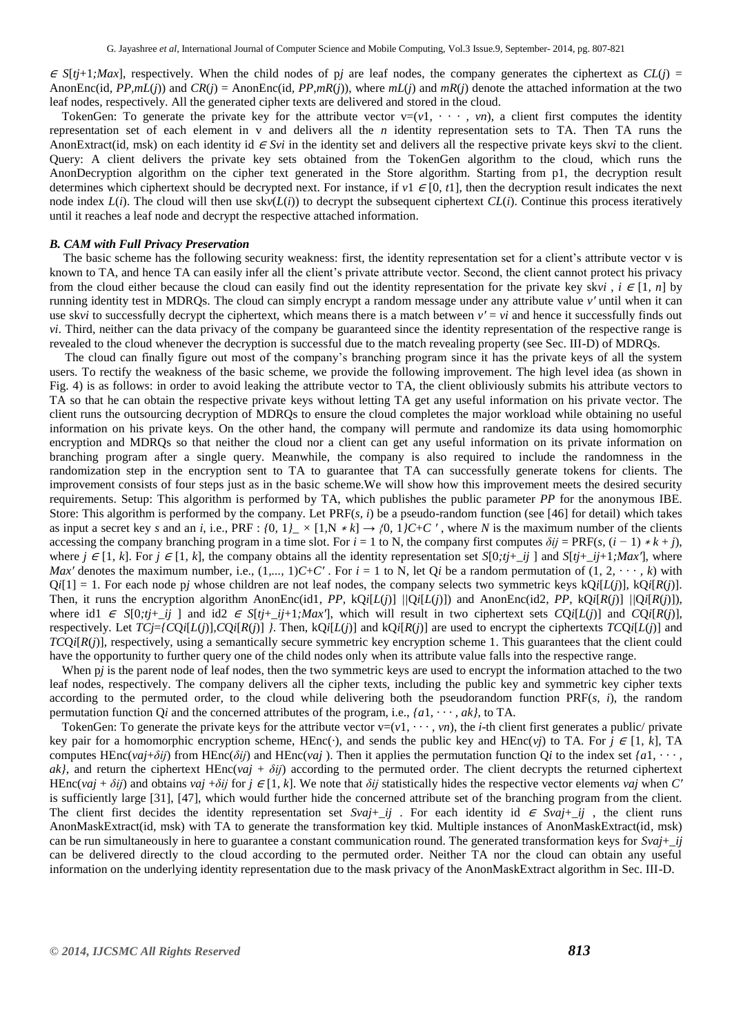$\in S[t_j+1;Max]$, respectively. When the child nodes of $p_j$ are leaf nodes, the company generates the ciphertext as $CL(j)$ = AnonEnc(id, $PP$,$mL(j)$) and $CR(j)$ = AnonEnc(id, $PP$,$mR(j)$), where $mL(j)$ and $mR(j)$ denote the attached information at the two leaf nodes, respectively. All the generated cipher texts are delivered and stored in the cloud.

TokenGen: To generate the private key for the attribute vector $v=(v_1, \cdots, v_n)$, a client first computes the identity representation set of each element in v and delivers all the $n$ identity representation sets to TA. Then TA runs the AnonExtract(id, msk) on each identity id $\in S_{vi}$ in the identity set and delivers all the respective private keys $sk_{vi}$ to the client. Query: A client delivers the private key sets obtained from the TokenGen algorithm to the cloud, which runs the AnonDecryption algorithm on the cipher text generated in the Store algorithm. Starting from p1, the decryption result determines which ciphertext should be decrypted next. For instance, if $v_1 \in [0, t_1]$, then the decryption result indicates the next node index $L(i)$. The cloud will then use $sk_v(L(i))$ to decrypt the subsequent ciphertext $CL(i)$. Continue this process iteratively until it reaches a leaf node and decrypt the respective attached information.

### B. CAM with Full Privacy Preservation

The basic scheme has the following security weakness: first, the identity representation set for a client's attribute vector v is known to TA, and hence TA can easily infer all the client's private attribute vector. Second, the client cannot protect his privacy from the cloud either because the cloud can easily find out the identity representation for the private key $sk_{vi}$ , $i \in [1, n]$ by running identity test in MDRQs. The cloud can simply encrypt a random message under any attribute value $v'$ until when it can use $sk_{vi}$ to successfully decrypt the ciphertext, which means there is a match between $v' = v_i$ and hence it successfully finds out $v_i$. Third, neither can the data privacy of the company be guaranteed since the identity representation of the respective range is revealed to the cloud whenever the decryption is successful due to the match revealing property (see Sec. III-D) of MDRQs.

The cloud can finally figure out most of the company's branching program since it has the private keys of all the system users. To rectify the weakness of the basic scheme, we provide the following improvement. The high level idea (as shown in Fig. 4) is as follows: in order to avoid leaking the attribute vector to TA, the client obliviously submits his attribute vectors to TA so that he can obtain the respective private keys without letting TA get any useful information on his private vector. The client runs the outsourcing decryption of MDRQs to ensure the cloud completes the major workload while obtaining no useful information on his private keys. On the other hand, the company will permute and randomize its data using homomorphic encryption and MDRQs so that neither the cloud nor a client can get any useful information on its private information on branching program after a single query. Meanwhile, the company is also required to include the randomness in the randomization step in the encryption sent to TA to guarantee that TA can successfully generate tokens for clients. The improvement consists of four steps just as in the basic scheme.We will show how this improvement meets the desired security requirements. Setup: This algorithm is performed by TA, which publishes the public parameter $PP$ for the anonymous IBE. Store: This algorithm is performed by the company. Let PRF($s$, $i$) be a pseudo-random function (see [46] for detail) which takes as input a secret key $s$ and an $i$, i.e., PRF : $\{0, 1\}\_ \times [1,N * k] \rightarrow \{0, 1\}C+C'$ , where $N$ is the maximum number of the clients accessing the company branching program in a time slot. For $i$ = 1 to N, the company first computes $\delta_{ij}$ = PRF($s$, $(i - 1) * k + j$), where $j \in [1, k]$. For $j \in [1, k]$, the company obtains all the identity representation set $S[0;t_j+\_ij ]$ and $S[t_j+\_ij+1;Max']$, where $Max'$ denotes the maximum number, i.e., $(1,..., 1)C+C'$ . For $i$ = 1 to N, let $Q_i$ be a random permutation of $(1, 2, \cdots, k)$ with $Q_i[1]$ = 1. For each node $p_j$ whose children are not leaf nodes, the company selects two symmetric keys $kQ_i[L(j)]$, $kQ_i[R(j)]$. Then, it runs the encryption algorithm AnonEnc(id1, $PP$, $kQ_i[L(j)]$ $||Q_i[L(j)]$) and AnonEnc(id2, $PP$, $kQ_i[R(j)]$ $||Q_i[R(j)]$), where id1 $\in S[0;t_j+\_ij ]$ and id2 $\in S[t_j+\_ij+1;Max']$, which will result in two ciphertext sets $CQ_i[L(j)]$ and $CQ_i[R(j)]$, respectively. Let $TC_j$=$\{CQ_i[L(j)],CQ_i[R(j)]\}$. Then, $kQ_i[L(j)]$ and $kQ_i[R(j)]$ are used to encrypt the ciphertexts $TCQ_i[L(j)]$ and $TCQ_i[R(j)]$, respectively, using a semantically secure symmetric key encryption scheme 1. This guarantees that the client could have the opportunity to further query one of the child nodes only when its attribute value falls into the respective range.

When $p_j$ is the parent node of leaf nodes, then the two symmetric keys are used to encrypt the information attached to the two leaf nodes, respectively. The company delivers all the cipher texts, including the public key and symmetric key cipher texts according to the permuted order, to the cloud while delivering both the pseudorandom function PRF($s$, $i$), the random permutation function $Q_i$ and the concerned attributes of the program, i.e., $\{a_1, \cdots, a_k\}$, to TA.

TokenGen: To generate the private keys for the attribute vector $v=(v_1, \cdots, v_n)$, the $i$-th client first generates a public/ private key pair for a homomorphic encryption scheme, HEnc($\cdot$), and sends the public key and HEnc($v_j$) to TA. For $j \in [1, k]$, TA computes HEnc($v_{aj}+\delta_{ij}$) from HEnc($\delta_{ij}$) and HEnc($v_{aj}$ ). Then it applies the permutation function $Q_i$ to the index set $\{a_1, \cdots, a_k\}$, and return the ciphertext HEnc($v_{aj} + \delta_{ij}$) according to the permuted order. The client decrypts the returned ciphertext HEnc($v_{aj} + \delta_{ij}$) and obtains $v_{aj} +\delta_{ij}$ for $j \in [1, k]$. We note that $\delta_{ij}$ statistically hides the respective vector elements $v_{aj}$ when $C'$ is sufficiently large [31], [47], which would further hide the concerned attribute set of the branching program from the client. The client first decides the identity representation set $Sv_{aj}+\_ij$ . For each identity id $\in Sv_{aj}+\_ij$ , the client runs AnonMaskExtract(id, msk) with TA to generate the transformation key tkid. Multiple instances of AnonMaskExtract(id, msk) can be run simultaneously in here to guarantee a constant communication round. The generated transformation keys for $Sv_{aj}+\_ij$ can be delivered directly to the cloud according to the permuted order. Neither TA nor the cloud can obtain any useful information on the underlying identity representation due to the mask privacy of the AnonMaskExtract algorithm in Sec. III-D.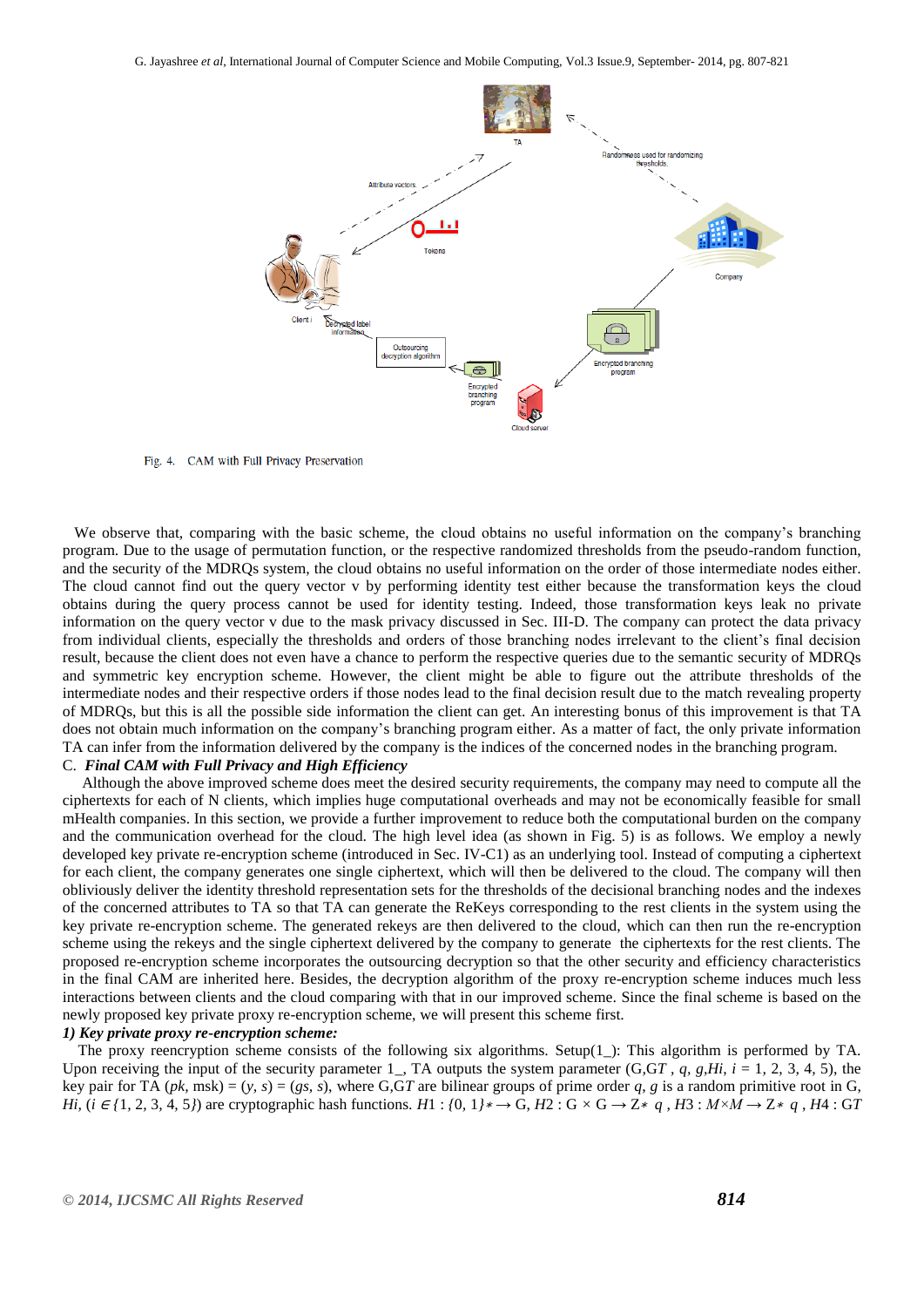Fig. 4. CAM with Full Privacy Preservation

We observe that, comparing with the basic scheme, the cloud obtains no useful information on the company's branching program. Due to the usage of permutation function, or the respective randomized thresholds from the pseudo-random function, and the security of the MDRQs system, the cloud obtains no useful information on the order of those intermediate nodes either. The cloud cannot find out the query vector v by performing identity test either because the transformation keys the cloud obtains during the query process cannot be used for identity testing. Indeed, those transformation keys leak no private information on the query vector v due to the mask privacy discussed in Sec. III-D. The company can protect the data privacy from individual clients, especially the thresholds and orders of those branching nodes irrelevant to the client's final decision result, because the client does not even have a chance to perform the respective queries due to the semantic security of MDRQs and symmetric key encryption scheme. However, the client might be able to figure out the attribute thresholds of the intermediate nodes and their respective orders if those nodes lead to the final decision result due to the match revealing property of MDRQs, but this is all the possible side information the client can get. An interesting bonus of this improvement is that TA does not obtain much information on the company's branching program either. As a matter of fact, the only private information TA can infer from the information delivered by the company is the indices of the concerned nodes in the branching program.

### C. *Final CAM with Full Privacy and High Efficiency*

Although the above improved scheme does meet the desired security requirements, the company may need to compute all the ciphertexts for each of N clients, which implies huge computational overheads and may not be economically feasible for small mHealth companies. In this section, we provide a further improvement to reduce both the computational burden on the company and the communication overhead for the cloud. The high level idea (as shown in Fig. 5) is as follows. We employ a newly developed key private re-encryption scheme (introduced in Sec. IV-C1) as an underlying tool. Instead of computing a ciphertext for each client, the company generates one single ciphertext, which will then be delivered to the cloud. The company will then obliviously deliver the identity threshold representation sets for the thresholds of the decisional branching nodes and the indexes of the concerned attributes to TA so that TA can generate the ReKeys corresponding to the rest clients in the system using the key private re-encryption scheme. The generated rekeys are then delivered to the cloud, which can then run the re-encryption scheme using the rekeys and the single ciphertext delivered by the company to generate the ciphertexts for the rest clients. The proposed re-encryption scheme incorporates the outsourcing decryption so that the other security and efficiency characteristics in the final CAM are inherited here. Besides, the decryption algorithm of the proxy re-encryption scheme induces much less interactions between clients and the cloud comparing with that in our improved scheme. Since the final scheme is based on the newly proposed key private proxy re-encryption scheme, we will present this scheme first.

#### *1) Key private proxy re-encryption scheme:*

The proxy reencryption scheme consists of the following six algorithms. Setup(1_): This algorithm is performed by TA. Upon receiving the input of the security parameter 1_, TA outputs the system parameter ($G, G_T$ , $q$, $g, H_i$, $i$ = 1, 2, 3, 4, 5), the key pair for TA ($pk$, msk) = ($y$, $s$) = ($g^s$, $s$), where $G, G_T$ are bilinear groups of prime order $q$, $g$ is a random primitive root in G, $H_i$, ($i \in \{1, 2, 3, 4, 5\}$) are cryptographic hash functions. $H_1 : \{0, 1\}^* \rightarrow G$, $H_2 : G \times G \rightarrow Z^*_q$ , $H_3 : M \times M \rightarrow Z^*_q$ , $H_4 : G_T$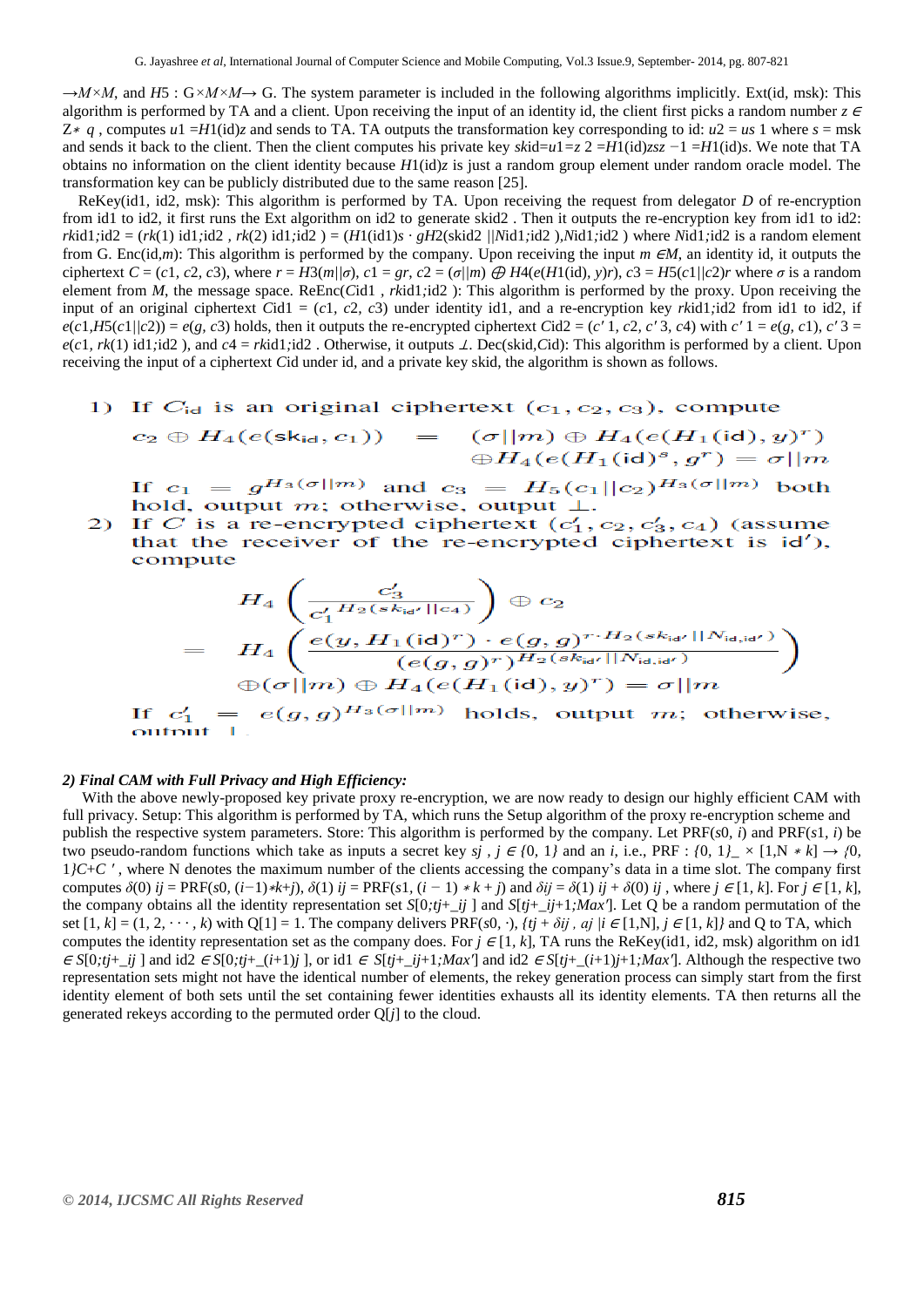$\rightarrow M\times M$, and $H5$ : $G\times M\times M\rightarrow$ G. The system parameter is included in the following algorithms implicitly. Ext(id, msk): This algorithm is performed by TA and a client. Upon receiving the input of an identity id, the client first picks a random number $z \in Z* q$ , computes $u1 = H1(\text{id})z$ and sends to TA. TA outputs the transformation key corresponding to id: $u2 = us$ 1 where $s$ = msk and sends it back to the client. Then the client computes his private key $sk\text{id}=u1=z$ 2 $=H1(\text{id})zsz$ $-1$ $=H1(\text{id})s$. We note that TA obtains no information on the client identity because $H1(\text{id})z$ is just a random group element under random oracle model. The transformation key can be publicly distributed due to the same reason [25].

ReKey(id1, id2, msk): This algorithm is performed by TA. Upon receiving the request from delegator $D$ of re-encryption from id1 to id2, it first runs the Ext algorithm on id2 to generate skid2 . Then it outputs the re-encryption key from id1 to id2: $rk\text{id1;id2} = (rk(1)\ \text{id1;id2}\ , rk(2)\ \text{id1;id2}\ ) = (H1(\text{id1})s \cdot gH2(\text{skid2}\ ||N\text{id1;id2}\ ), N\text{id1;id2}\ )$ where $N\text{id1;id2}$ is a random element from G. Enc(id,$m$): This algorithm is performed by the company. Upon receiving the input $m \in M$, an identity id, it outputs the ciphertext $C = (c1, c2, c3)$, where $r = H3(m||\sigma)$, $c1 = gr$, $c2 = (\sigma||m) \oplus H4(e(H1(\text{id}), y)r)$, $c3 = H5(c1||c2)r$ where $\sigma$ is a random element from $M$, the message space. ReEnc($C$id1 , $rk$id1;id2 ): This algorithm is performed by the proxy. Upon receiving the input of an original ciphertext $C$id1 = $(c1, c2, c3)$ under identity id1, and a re-encryption key $rk$id1;id2 from id1 to id2, if $e(c1,H5(c1||c2)) = e(g, c3)$ holds, then it outputs the re-encrypted ciphertext $C\text{id2} = (c'1, c2, c'3, c4)$ with $c'1 = e(g, c1)$, $c'3 = e(c1, rk(1)\ \text{id1;id2}\ )$, and $c4 = rk\text{id1;id2}$ . Otherwise, it outputs $\perp$. Dec(skid,$C$id): This algorithm is performed by a client. Upon receiving the input of a ciphertext $C$id under id, and a private key skid, the algorithm is shown as follows.

1) If $C_{\text{id}}$ is an original ciphertext $(c_1, c_2, c_3)$, compute

$$c_2 \oplus H_4(e(\text{sk}_{\text{id}}, c_1)) = (\sigma||m) \oplus H_4(e(H_1(\text{id}), y)^r) \oplus H_4(e(H_1(\text{id})^s, g^r) = \sigma||m$$

If $c_1 = g^{H_3(\sigma||m)}$ and $c_3 = H_5(c_1||c_2)^{H_3(\sigma||m)}$ both hold, output $m$; otherwise, output $\perp$.

2) If $C$ is a re-encrypted ciphertext $(c'_1, c_2, c'_3, c_4)$ (assume that the receiver of the re-encrypted ciphertext is id′), compute

$$H_4\left(\frac{c'_3}{c_1'^{\,H_2(sk_{\text{id}'}||c_4)}}\right) \oplus c_2$$

$$= H_4\left(\frac{e(y, H_1(\text{id})^r) \cdot e(g,g)^{r \cdot H_2(sk_{\text{id}'}||N_{\text{id},\text{id}'})}}{(e(g,g)^r)^{H_2(sk_{\text{id}'}||N_{\text{id},\text{id}'})}}\right)$$

$$\oplus(\sigma||m) \oplus H_4(e(H_1(\text{id}), y)^r) = \sigma||m$$

If $c'_1 = e(g,g)^{H_3(\sigma||m)}$ holds, output $m$; otherwise, output $\perp$.

***2) Final CAM with Full Privacy and High Efficiency:***

With the above newly-proposed key private proxy re-encryption, we are now ready to design our highly efficient CAM with full privacy. Setup: This algorithm is performed by TA, which runs the Setup algorithm of the proxy re-encryption scheme and publish the respective system parameters. Store: This algorithm is performed by the company. Let PRF($s0$, $i$) and PRF($s1$, $i$) be two pseudo-random functions which take as inputs a secret key $sj$ , $j \in \{0, 1\}$ and an $i$, i.e., PRF : $\{0, 1\}\_ \times [1,N * k] \rightarrow \{0, 1\}C+C'$ , where N denotes the maximum number of the clients accessing the company's data in a time slot. The company first computes $\delta(0)\ ij = \text{PRF}(s0, (i-1)*k+j)$, $\delta(1)\ ij = \text{PRF}(s1, (i-1)*k+j)$ and $\delta ij = \delta(1)\ ij + \delta(0)\ ij$ , where $j \in [1, k]$. For $j \in [1, k]$, the company obtains all the identity representation set $S[0;tj+\_ij\ ]$ and $S[tj+\_ij+1;Max']$. Let Q be a random permutation of the set $[1, k] = (1, 2, \cdots, k)$ with $Q[1] = 1$. The company delivers PRF($s0$, ·), $\{tj + \delta ij , aj\ |i \in [1,N], j \in [1, k]\}$ and Q to TA, which computes the identity representation set as the company does. For $j \in [1, k]$, TA runs the ReKey(id1, id2, msk) algorithm on id1 $\in S[0;tj+\_ij\ ]$ and id2 $\in S[0;tj+\_(i+1)j\ ]$, or id1 $\in S[tj+\_ij+1;Max']$ and id2 $\in S[tj+\_(i+1)j+1;Max']$. Although the respective two representation sets might not have the identical number of elements, the rekey generation process can simply start from the first identity element of both sets until the set containing fewer identities exhausts all its identity elements. TA then returns all the generated rekeys according to the permuted order $Q[j]$ to the cloud.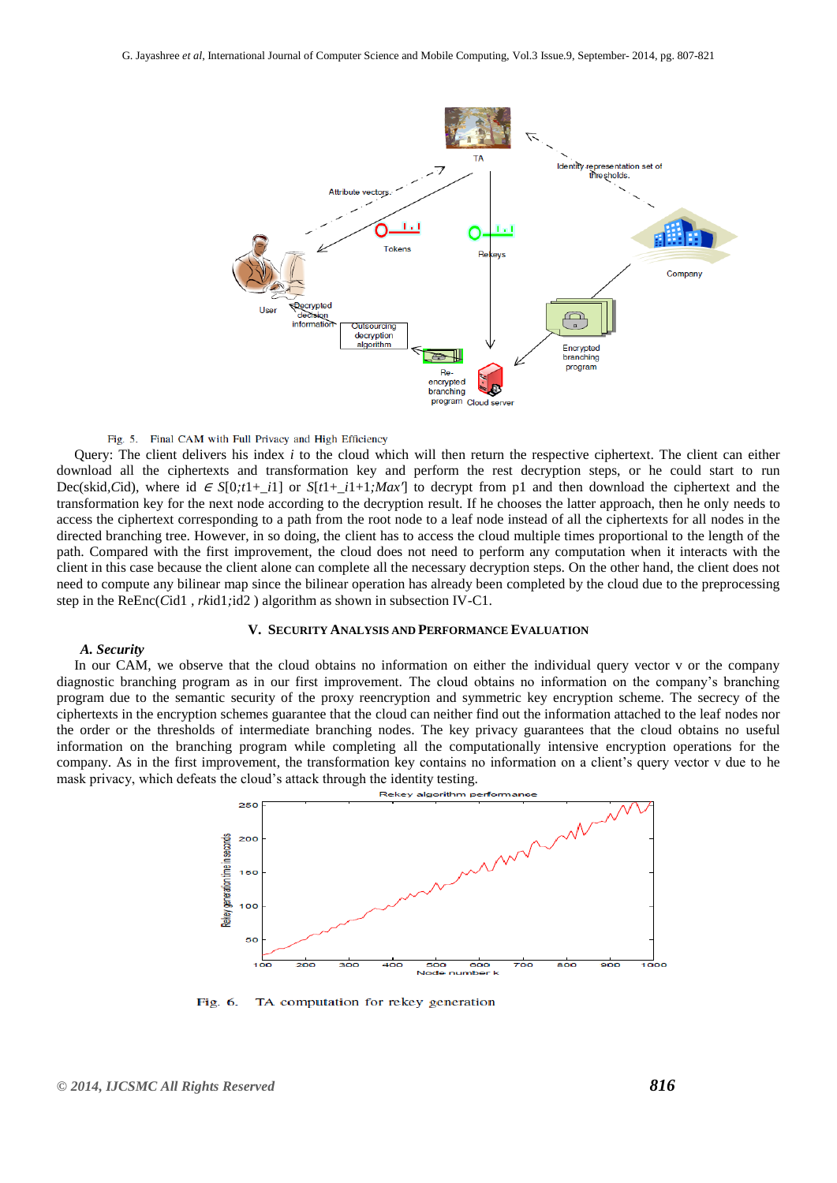Fig. 5. Final CAM with Full Privacy and High Efficiency

Query: The client delivers his index $i$ to the cloud which will then return the respective ciphertext. The client can either download all the ciphertexts and transformation key and perform the rest decryption steps, or he could start to run Dec(skid,*C*id), where id $\in S[0;t1+\_i1]$ or $S[t1+\_i1+1;Max']$ to decrypt from p1 and then download the ciphertext and the transformation key for the next node according to the decryption result. If he chooses the latter approach, then he only needs to access the ciphertext corresponding to a path from the root node to a leaf node instead of all the ciphertexts for all nodes in the directed branching tree. However, in so doing, the client has to access the cloud multiple times proportional to the length of the path. Compared with the first improvement, the cloud does not need to perform any computation when it interacts with the client in this case because the client alone can complete all the necessary decryption steps. On the other hand, the client does not need to compute any bilinear map since the bilinear operation has already been completed by the cloud due to the preprocessing step in the ReEnc(*C*id1 , *rk*id1;id2 ) algorithm as shown in subsection IV-C1.

## V. Security Analysis and Performance Evaluation

### *A. Security*

In our CAM, we observe that the cloud obtains no information on either the individual query vector v or the company diagnostic branching program as in our first improvement. The cloud obtains no information on the company's branching program due to the semantic security of the proxy reencryption and symmetric key encryption scheme. The secrecy of the ciphertexts in the encryption schemes guarantee that the cloud can neither find out the information attached to the leaf nodes nor the order or the thresholds of intermediate branching nodes. The key privacy guarantees that the cloud obtains no useful information on the branching program while completing all the computationally intensive encryption operations for the company. As in the first improvement, the transformation key contains no information on a client's query vector v due to he mask privacy, which defeats the cloud's attack through the identity testing.

Fig. 6. TA computation for rekey generation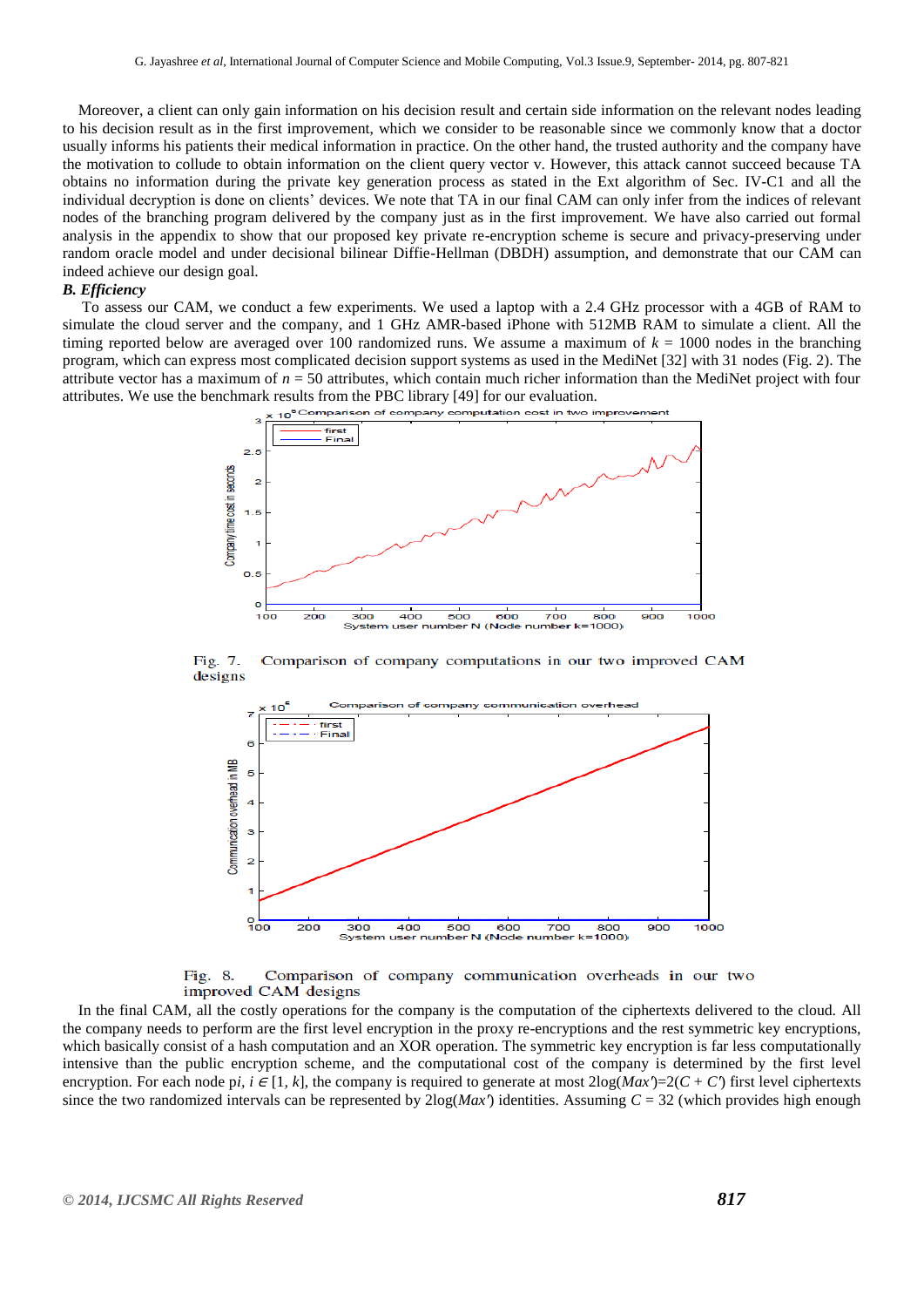Moreover, a client can only gain information on his decision result and certain side information on the relevant nodes leading to his decision result as in the first improvement, which we consider to be reasonable since we commonly know that a doctor usually informs his patients their medical information in practice. On the other hand, the trusted authority and the company have the motivation to collude to obtain information on the client query vector v. However, this attack cannot succeed because TA obtains no information during the private key generation process as stated in the Ext algorithm of Sec. IV-C1 and all the individual decryption is done on clients' devices. We note that TA in our final CAM can only infer from the indices of relevant nodes of the branching program delivered by the company just as in the first improvement. We have also carried out formal analysis in the appendix to show that our proposed key private re-encryption scheme is secure and privacy-preserving under random oracle model and under decisional bilinear Diffie-Hellman (DBDH) assumption, and demonstrate that our CAM can indeed achieve our design goal.

### *B. Efficiency*

To assess our CAM, we conduct a few experiments. We used a laptop with a 2.4 GHz processor with a 4GB of RAM to simulate the cloud server and the company, and 1 GHz AMR-based iPhone with 512MB RAM to simulate a client. All the timing reported below are averaged over 100 randomized runs. We assume a maximum of $k$ = 1000 nodes in the branching program, which can express most complicated decision support systems as used in the MediNet [32] with 31 nodes (Fig. 2). The attribute vector has a maximum of $n$ = 50 attributes, which contain much richer information than the MediNet project with four attributes. We use the benchmark results from the PBC library [49] for our evaluation.

Fig. 7. Comparison of company computations in our two improved CAM designs

Fig. 8. Comparison of company communication overheads in our two improved CAM designs

In the final CAM, all the costly operations for the company is the computation of the ciphertexts delivered to the cloud. All the company needs to perform are the first level encryption in the proxy re-encryptions and the rest symmetric key encryptions, which basically consist of a hash computation and an XOR operation. The symmetric key encryption is far less computationally intensive than the public encryption scheme, and the computational cost of the company is determined by the first level encryption. For each node $p_i$, $i \in [1, k]$, the company is required to generate at most $2\log(Max')=2(C + C')$ first level ciphertexts since the two randomized intervals can be represented by $2\log(Max')$ identities. Assuming $C$ = 32 (which provides high enough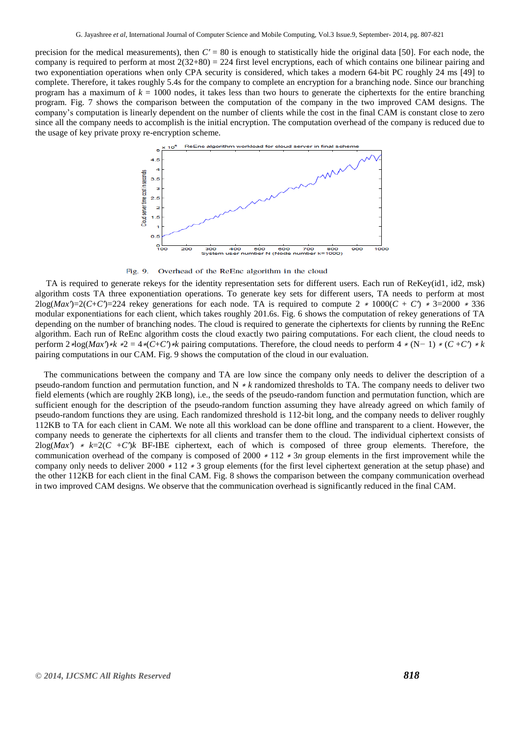precision for the medical measurements), then $C' = 80$ is enough to statistically hide the original data [50]. For each node, the company is required to perform at most $2(32+80) = 224$ first level encryptions, each of which contains one bilinear pairing and two exponentiation operations when only CPA security is considered, which takes a modern 64-bit PC roughly 24 ms [49] to complete. Therefore, it takes roughly 5.4s for the company to complete an encryption for a branching node. Since our branching program has a maximum of $k = 1000$ nodes, it takes less than two hours to generate the ciphertexts for the entire branching program. Fig. 7 shows the comparison between the computation of the company in the two improved CAM designs. The company's computation is linearly dependent on the number of clients while the cost in the final CAM is constant close to zero since all the company needs to accomplish is the initial encryption. The computation overhead of the company is reduced due to the usage of key private proxy re-encryption scheme.

Fig. 9. Overhead of the ReEnc algorithm in the cloud

TA is required to generate rekeys for the identity representation sets for different users. Each run of ReKey(id1, id2, msk) algorithm costs TA three exponentiation operations. To generate key sets for different users, TA needs to perform at most $2\log(Max')=2(C+C')=224$ rekey generations for each node. TA is required to compute $2 * 1000(C + C') * 3=2000 * 336$ modular exponentiations for each client, which takes roughly 201.6s. Fig. 6 shows the computation of rekey generations of TA depending on the number of branching nodes. The cloud is required to generate the ciphertexts for clients by running the ReEnc algorithm. Each run of ReEnc algorithm costs the cloud exactly two pairing computations. For each client, the cloud needs to perform $2*\log(Max')*k*2 = 4*(C+C')*k$ pairing computations. Therefore, the cloud needs to perform $4 * (N-1) * (C + C') * k$ pairing computations in our CAM. Fig. 9 shows the computation of the cloud in our evaluation.

The communications between the company and TA are low since the company only needs to deliver the description of a pseudo-random function and permutation function, and $N * k$ randomized thresholds to TA. The company needs to deliver two field elements (which are roughly 2KB long), i.e., the seeds of the pseudo-random function and permutation function, which are sufficient enough for the description of the pseudo-random function assuming they have already agreed on which family of pseudo-random functions they are using. Each randomized threshold is 112-bit long, and the company needs to deliver roughly 112KB to TA for each client in CAM. We note all this workload can be done offline and transparent to a client. However, the company needs to generate the ciphertexts for all clients and transfer them to the cloud. The individual ciphertext consists of $2\log(Max') * k=2(C + C')k$ BF-IBE ciphertext, each of which is composed of three group elements. Therefore, the communication overhead of the company is composed of $2000 * 112 * 3n$ group elements in the first improvement while the company only needs to deliver $2000 * 112 * 3$ group elements (for the first level ciphertext generation at the setup phase) and the other 112KB for each client in the final CAM. Fig. 8 shows the comparison between the company communication overhead in two improved CAM designs. We observe that the communication overhead is significantly reduced in the final CAM.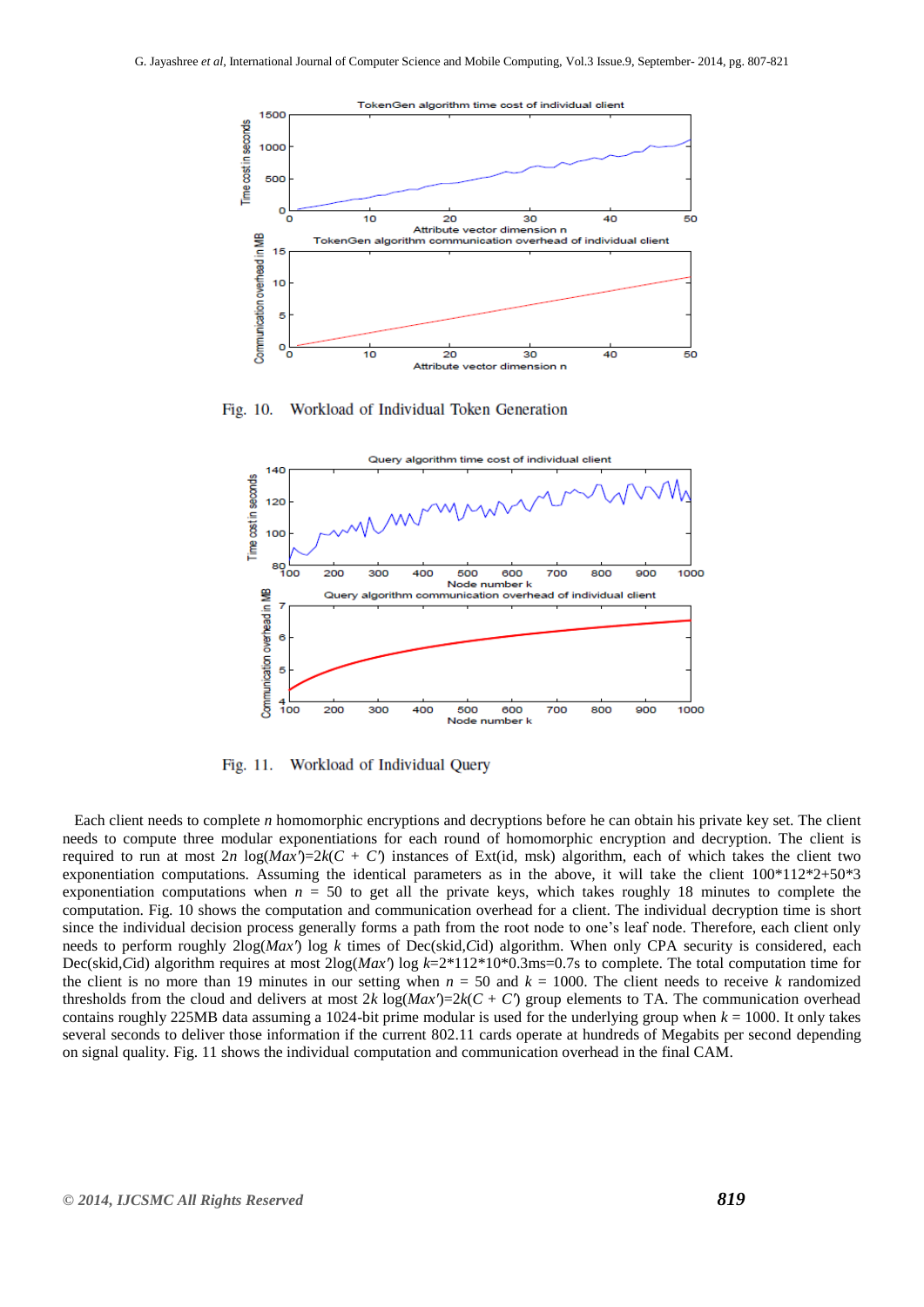Fig. 10. Workload of Individual Token Generation

Fig. 11. Workload of Individual Query

Each client needs to complete $n$ homomorphic encryptions and decryptions before he can obtain his private key set. The client needs to compute three modular exponentiations for each round of homomorphic encryption and decryption. The client is required to run at most $2n \log(Max')=2k(C + C')$ instances of Ext(id, msk) algorithm, each of which takes the client two exponentiation computations. Assuming the identical parameters as in the above, it will take the client 100*112*2+50*3 exponentiation computations when $n = 50$ to get all the private keys, which takes roughly 18 minutes to complete the computation. Fig. 10 shows the computation and communication overhead for a client. The individual decryption time is short since the individual decision process generally forms a path from the root node to one's leaf node. Therefore, each client only needs to perform roughly $2\log(Max') \log k$ times of Dec(skid,Cid) algorithm. When only CPA security is considered, each Dec(skid,Cid) algorithm requires at most $2\log(Max') \log k$=2*112*10*0.3ms=0.7s to complete. The total computation time for the client is no more than 19 minutes in our setting when $n = 50$ and $k = 1000$. The client needs to receive $k$ randomized thresholds from the cloud and delivers at most $2k \log(Max')=2k(C + C')$ group elements to TA. The communication overhead contains roughly 225MB data assuming a 1024-bit prime modular is used for the underlying group when $k = 1000$. It only takes several seconds to deliver those information if the current 802.11 cards operate at hundreds of Megabits per second depending on signal quality. Fig. 11 shows the individual computation and communication overhead in the final CAM.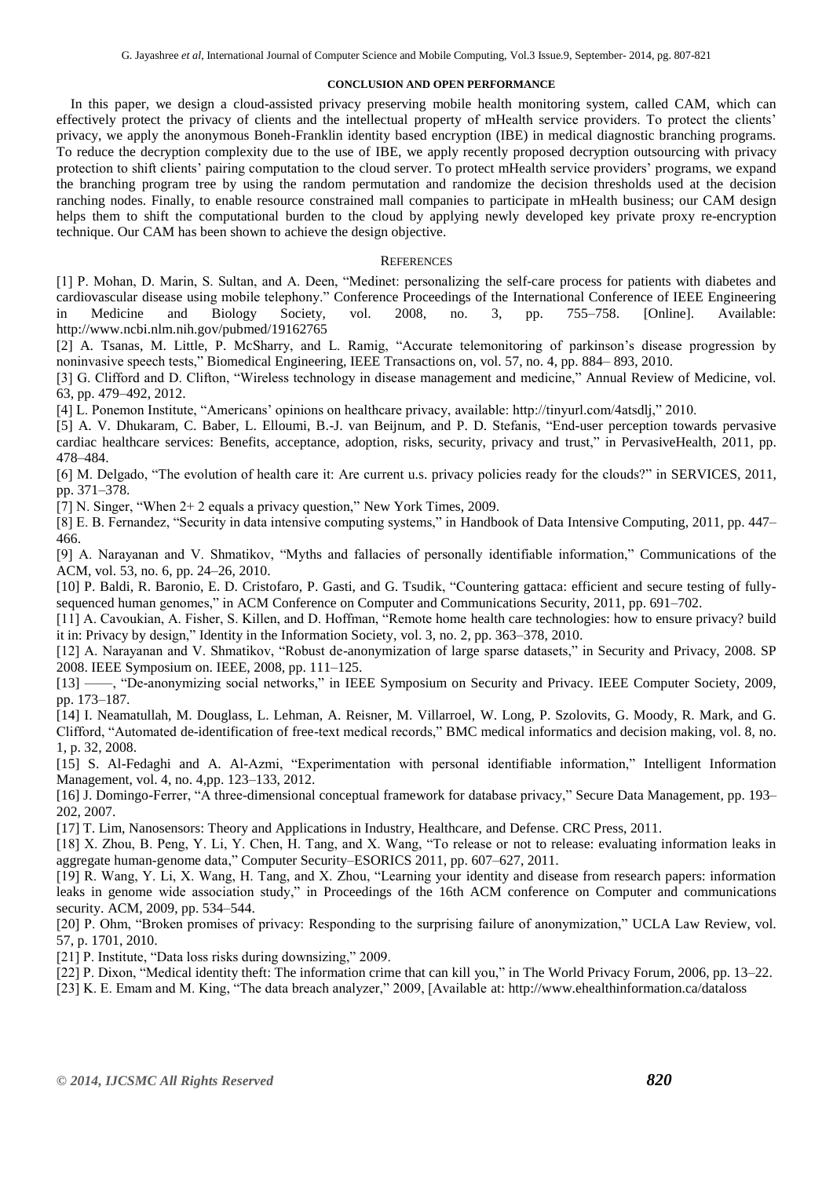## CONCLUSION AND OPEN PERFORMANCE

In this paper, we design a cloud-assisted privacy preserving mobile health monitoring system, called CAM, which can effectively protect the privacy of clients and the intellectual property of mHealth service providers. To protect the clients' privacy, we apply the anonymous Boneh-Franklin identity based encryption (IBE) in medical diagnostic branching programs. To reduce the decryption complexity due to the use of IBE, we apply recently proposed decryption outsourcing with privacy protection to shift clients' pairing computation to the cloud server. To protect mHealth service providers' programs, we expand the branching program tree by using the random permutation and randomize the decision thresholds used at the decision ranching nodes. Finally, to enable resource constrained mall companies to participate in mHealth business; our CAM design helps them to shift the computational burden to the cloud by applying newly developed key private proxy re-encryption technique. Our CAM has been shown to achieve the design objective.

## REFERENCES

[1] P. Mohan, D. Marin, S. Sultan, and A. Deen, "Medinet: personalizing the self-care process for patients with diabetes and cardiovascular disease using mobile telephony." Conference Proceedings of the International Conference of IEEE Engineering in Medicine and Biology Society, vol. 2008, no. 3, pp. 755–758. [Online]. Available: http://www.ncbi.nlm.nih.gov/pubmed/19162765

[2] A. Tsanas, M. Little, P. McSharry, and L. Ramig, "Accurate telemonitoring of parkinson's disease progression by noninvasive speech tests," Biomedical Engineering, IEEE Transactions on, vol. 57, no. 4, pp. 884– 893, 2010.

[3] G. Clifford and D. Clifton, "Wireless technology in disease management and medicine," Annual Review of Medicine, vol. 63, pp. 479–492, 2012.

[4] L. Ponemon Institute, "Americans' opinions on healthcare privacy, available: http://tinyurl.com/4atsdlj," 2010.

[5] A. V. Dhukaram, C. Baber, L. Elloumi, B.-J. van Beijnum, and P. D. Stefanis, "End-user perception towards pervasive cardiac healthcare services: Benefits, acceptance, adoption, risks, security, privacy and trust," in PervasiveHealth, 2011, pp. 478–484.

[6] M. Delgado, "The evolution of health care it: Are current u.s. privacy policies ready for the clouds?" in SERVICES, 2011, pp. 371–378.

[7] N. Singer, "When 2+ 2 equals a privacy question," New York Times, 2009.

[8] E. B. Fernandez, "Security in data intensive computing systems," in Handbook of Data Intensive Computing, 2011, pp. 447–466.

[9] A. Narayanan and V. Shmatikov, "Myths and fallacies of personally identifiable information," Communications of the ACM, vol. 53, no. 6, pp. 24–26, 2010.

[10] P. Baldi, R. Baronio, E. D. Cristofaro, P. Gasti, and G. Tsudik, "Countering gattaca: efficient and secure testing of fully-sequenced human genomes," in ACM Conference on Computer and Communications Security, 2011, pp. 691–702.

[11] A. Cavoukian, A. Fisher, S. Killen, and D. Hoffman, "Remote home health care technologies: how to ensure privacy? build it in: Privacy by design," Identity in the Information Society, vol. 3, no. 2, pp. 363–378, 2010.

[12] A. Narayanan and V. Shmatikov, "Robust de-anonymization of large sparse datasets," in Security and Privacy, 2008. SP 2008. IEEE Symposium on. IEEE, 2008, pp. 111–125.

[13] ——, "De-anonymizing social networks," in IEEE Symposium on Security and Privacy. IEEE Computer Society, 2009, pp. 173–187.

[14] I. Neamatullah, M. Douglass, L. Lehman, A. Reisner, M. Villarroel, W. Long, P. Szolovits, G. Moody, R. Mark, and G. Clifford, "Automated de-identification of free-text medical records," BMC medical informatics and decision making, vol. 8, no. 1, p. 32, 2008.

[15] S. Al-Fedaghi and A. Al-Azmi, "Experimentation with personal identifiable information," Intelligent Information Management, vol. 4, no. 4,pp. 123–133, 2012.

[16] J. Domingo-Ferrer, "A three-dimensional conceptual framework for database privacy," Secure Data Management, pp. 193–202, 2007.

[17] T. Lim, Nanosensors: Theory and Applications in Industry, Healthcare, and Defense. CRC Press, 2011.

[18] X. Zhou, B. Peng, Y. Li, Y. Chen, H. Tang, and X. Wang, "To release or not to release: evaluating information leaks in aggregate human-genome data," Computer Security–ESORICS 2011, pp. 607–627, 2011.

[19] R. Wang, Y. Li, X. Wang, H. Tang, and X. Zhou, "Learning your identity and disease from research papers: information leaks in genome wide association study," in Proceedings of the 16th ACM conference on Computer and communications security. ACM, 2009, pp. 534–544.

[20] P. Ohm, "Broken promises of privacy: Responding to the surprising failure of anonymization," UCLA Law Review, vol. 57, p. 1701, 2010.

[21] P. Institute, "Data loss risks during downsizing," 2009.

[22] P. Dixon, "Medical identity theft: The information crime that can kill you," in The World Privacy Forum, 2006, pp. 13–22.

[23] K. E. Emam and M. King, "The data breach analyzer," 2009, [Available at: http://www.ehealthinformation.ca/dataloss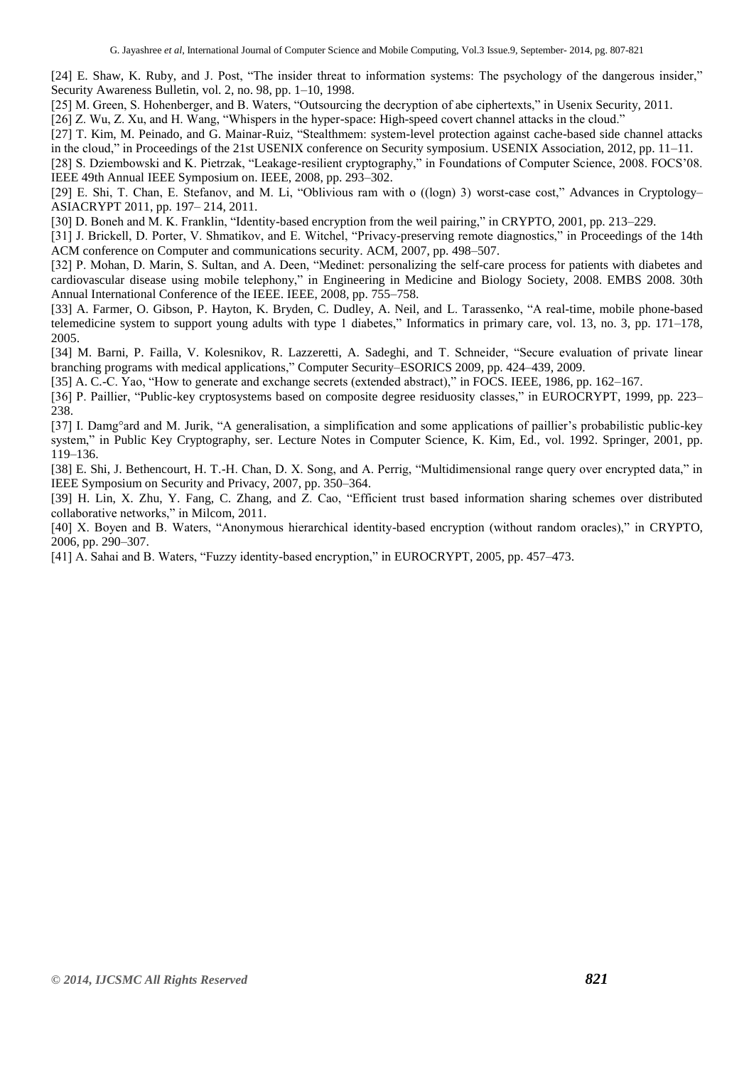[24] E. Shaw, K. Ruby, and J. Post, "The insider threat to information systems: The psychology of the dangerous insider," Security Awareness Bulletin, vol. 2, no. 98, pp. 1–10, 1998.

[25] M. Green, S. Hohenberger, and B. Waters, "Outsourcing the decryption of abe ciphertexts," in Usenix Security, 2011.

[26] Z. Wu, Z. Xu, and H. Wang, "Whispers in the hyper-space: High-speed covert channel attacks in the cloud."

[27] T. Kim, M. Peinado, and G. Mainar-Ruiz, "Stealthmem: system-level protection against cache-based side channel attacks in the cloud," in Proceedings of the 21st USENIX conference on Security symposium. USENIX Association, 2012, pp. 11–11.

[28] S. Dziembowski and K. Pietrzak, "Leakage-resilient cryptography," in Foundations of Computer Science, 2008. FOCS'08. IEEE 49th Annual IEEE Symposium on. IEEE, 2008, pp. 293–302.

[29] E. Shi, T. Chan, E. Stefanov, and M. Li, "Oblivious ram with o ((logn) 3) worst-case cost," Advances in Cryptology–ASIACRYPT 2011, pp. 197– 214, 2011.

[30] D. Boneh and M. K. Franklin, "Identity-based encryption from the weil pairing," in CRYPTO, 2001, pp. 213–229.

[31] J. Brickell, D. Porter, V. Shmatikov, and E. Witchel, "Privacy-preserving remote diagnostics," in Proceedings of the 14th ACM conference on Computer and communications security. ACM, 2007, pp. 498–507.

[32] P. Mohan, D. Marin, S. Sultan, and A. Deen, "Medinet: personalizing the self-care process for patients with diabetes and cardiovascular disease using mobile telephony," in Engineering in Medicine and Biology Society, 2008. EMBS 2008. 30th Annual International Conference of the IEEE. IEEE, 2008, pp. 755–758.

[33] A. Farmer, O. Gibson, P. Hayton, K. Bryden, C. Dudley, A. Neil, and L. Tarassenko, "A real-time, mobile phone-based telemedicine system to support young adults with type 1 diabetes," Informatics in primary care, vol. 13, no. 3, pp. 171–178, 2005.

[34] M. Barni, P. Failla, V. Kolesnikov, R. Lazzeretti, A. Sadeghi, and T. Schneider, "Secure evaluation of private linear branching programs with medical applications," Computer Security–ESORICS 2009, pp. 424–439, 2009.

[35] A. C.-C. Yao, "How to generate and exchange secrets (extended abstract)," in FOCS. IEEE, 1986, pp. 162–167.

[36] P. Paillier, "Public-key cryptosystems based on composite degree residuosity classes," in EUROCRYPT, 1999, pp. 223–238.

[37] I. Damg°ard and M. Jurik, "A generalisation, a simplification and some applications of paillier's probabilistic public-key system," in Public Key Cryptography, ser. Lecture Notes in Computer Science, K. Kim, Ed., vol. 1992. Springer, 2001, pp. 119–136.

[38] E. Shi, J. Bethencourt, H. T.-H. Chan, D. X. Song, and A. Perrig, "Multidimensional range query over encrypted data," in IEEE Symposium on Security and Privacy, 2007, pp. 350–364.

[39] H. Lin, X. Zhu, Y. Fang, C. Zhang, and Z. Cao, "Efficient trust based information sharing schemes over distributed collaborative networks," in Milcom, 2011.

[40] X. Boyen and B. Waters, "Anonymous hierarchical identity-based encryption (without random oracles)," in CRYPTO, 2006, pp. 290–307.

[41] A. Sahai and B. Waters, "Fuzzy identity-based encryption," in EUROCRYPT, 2005, pp. 457–473.